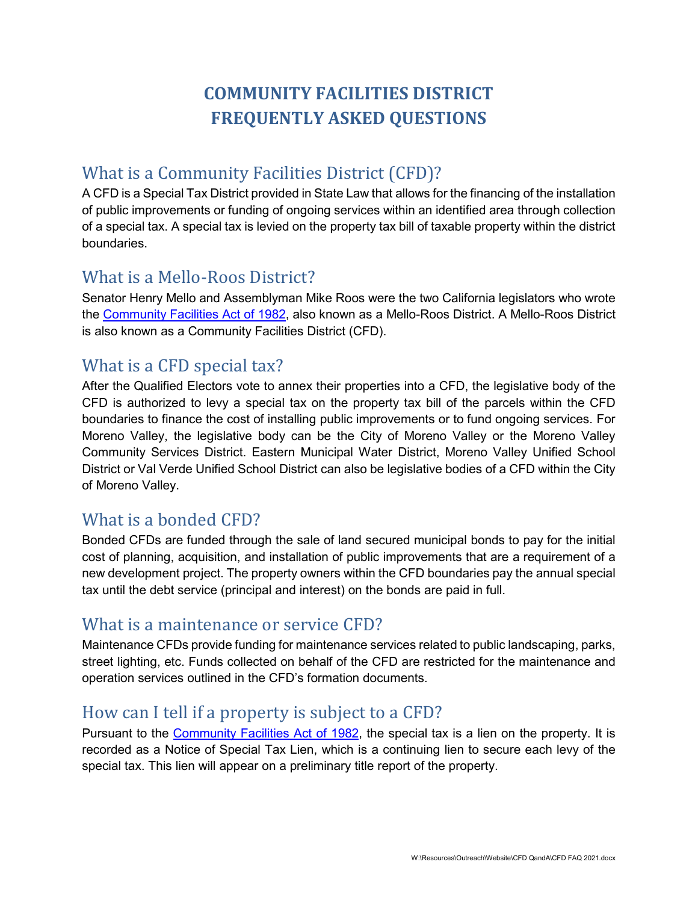# COMMUNITY FACILITIES DISTRICT FREQUENTLY ASKED QUESTIONS

## What is a Community Facilities District (CFD)?

A CFD is a Special Tax District provided in State Law that allows for the financing of the installation of public improvements or funding of ongoing services within an identified area through collection of a special tax. A special tax is levied on the property tax bill of taxable property within the district boundaries.

## What is a Mello-Roos District?

Senator Henry Mello and Assemblyman Mike Roos were the two California legislators who wrote the Community Facilities Act of 1982, also known as a Mello-Roos District. A Mello-Roos District is also known as a Community Facilities District (CFD).

## What is a CFD special tax?

After the Qualified Electors vote to annex their properties into a CFD, the legislative body of the CFD is authorized to levy a special tax on the property tax bill of the parcels within the CFD boundaries to finance the cost of installing public improvements or to fund ongoing services. For Moreno Valley, the legislative body can be the City of Moreno Valley or the Moreno Valley Community Services District. Eastern Municipal Water District, Moreno Valley Unified School District or Val Verde Unified School District can also be legislative bodies of a CFD within the City of Moreno Valley.

## What is a bonded CFD?

Bonded CFDs are funded through the sale of land secured municipal bonds to pay for the initial cost of planning, acquisition, and installation of public improvements that are a requirement of a new development project. The property owners within the CFD boundaries pay the annual special tax until the debt service (principal and interest) on the bonds are paid in full.

## What is a maintenance or service CFD?

Maintenance CFDs provide funding for maintenance services related to public landscaping, parks, street lighting, etc. Funds collected on behalf of the CFD are restricted for the maintenance and operation services outlined in the CFD's formation documents.

## How can I tell if a property is subject to a CFD?

Pursuant to the Community Facilities Act of 1982, the special tax is a lien on the property. It is recorded as a Notice of Special Tax Lien, which is a continuing lien to secure each levy of the special tax. This lien will appear on a preliminary title report of the property.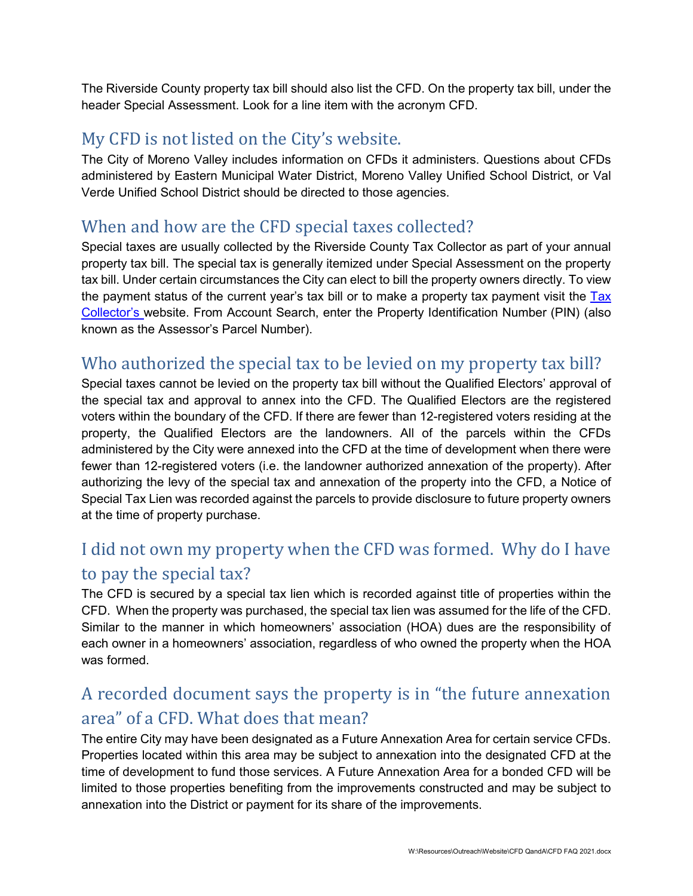The Riverside County property tax bill should also list the CFD. On the property tax bill, under the header Special Assessment. Look for a line item with the acronym CFD.

## My CFD is not listed on the City's website.

The City of Moreno Valley includes information on CFDs it administers. Questions about CFDs administered by Eastern Municipal Water District, Moreno Valley Unified School District, or Val Verde Unified School District should be directed to those agencies.

## When and how are the CFD special taxes collected?

Special taxes are usually collected by the Riverside County Tax Collector as part of your annual property tax bill. The special tax is generally itemized under Special Assessment on the property tax bill. Under certain circumstances the City can elect to bill the property owners directly. To view the payment status of the current year's tax bill or to make a property tax payment visit the Tax Collector's website. From Account Search, enter the Property Identification Number (PIN) (also known as the Assessor's Parcel Number).

## Who authorized the special tax to be levied on my property tax bill?

Special taxes cannot be levied on the property tax bill without the Qualified Electors' approval of the special tax and approval to annex into the CFD. The Qualified Electors are the registered voters within the boundary of the CFD. If there are fewer than 12-registered voters residing at the property, the Qualified Electors are the landowners. All of the parcels within the CFDs administered by the City were annexed into the CFD at the time of development when there were fewer than 12-registered voters (i.e. the landowner authorized annexation of the property). After authorizing the levy of the special tax and annexation of the property into the CFD, a Notice of Special Tax Lien was recorded against the parcels to provide disclosure to future property owners at the time of property purchase.

## I did not own my property when the CFD was formed. Why do I have to pay the special tax?

The CFD is secured by a special tax lien which is recorded against title of properties within the CFD. When the property was purchased, the special tax lien was assumed for the life of the CFD. Similar to the manner in which homeowners' association (HOA) dues are the responsibility of each owner in a homeowners' association, regardless of who owned the property when the HOA was formed.

## A recorded document says the property is in "the future annexation area" of a CFD. What does that mean?

The entire City may have been designated as a Future Annexation Area for certain service CFDs. Properties located within this area may be subject to annexation into the designated CFD at the time of development to fund those services. A Future Annexation Area for a bonded CFD will be limited to those properties benefiting from the improvements constructed and may be subject to annexation into the District or payment for its share of the improvements.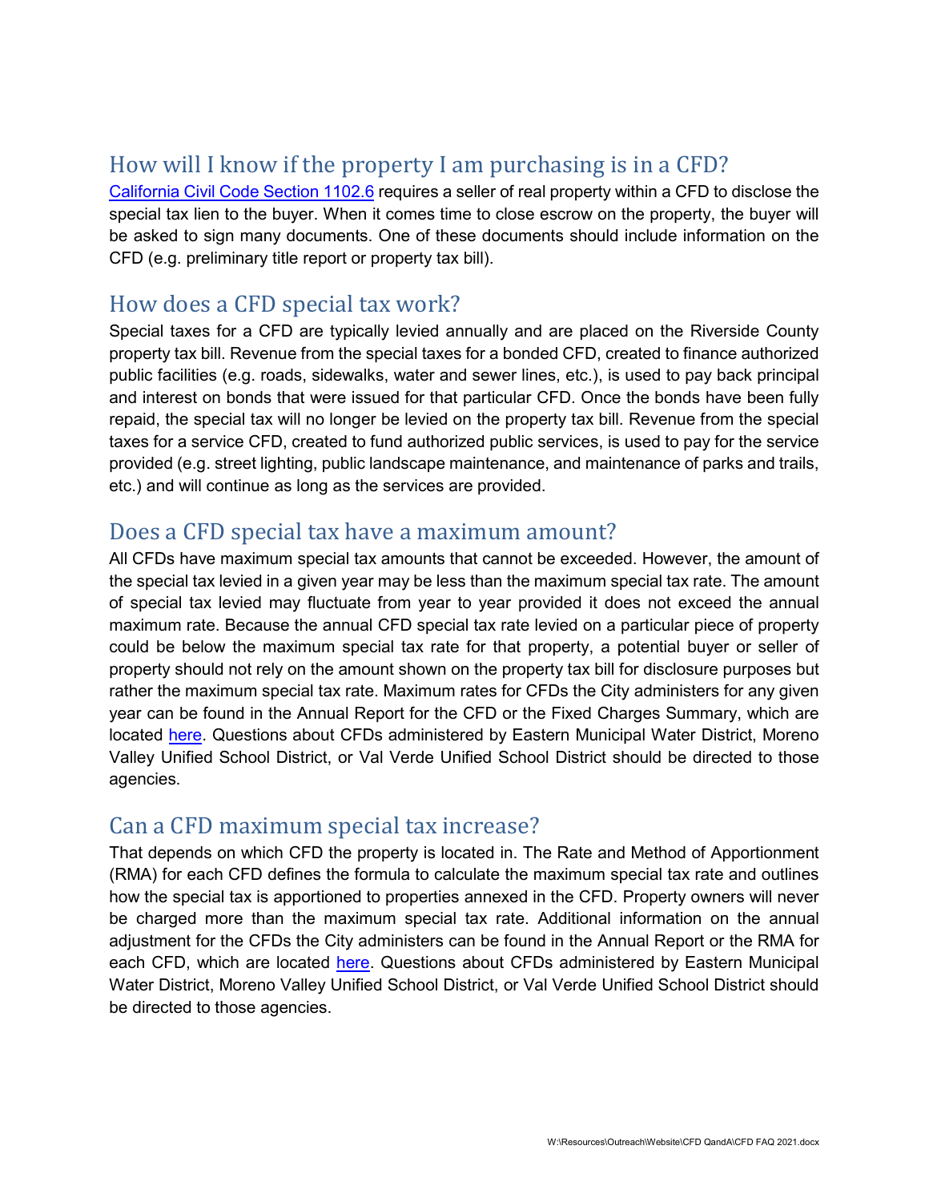## How will I know if the property I am purchasing is in a CFD?

California Civil Code Section 1102.6 requires a seller of real property within a CFD to disclose the special tax lien to the buyer. When it comes time to close escrow on the property, the buyer will be asked to sign many documents. One of these documents should include information on the CFD (e.g. preliminary title report or property tax bill).

## How does a CFD special tax work?

Special taxes for a CFD are typically levied annually and are placed on the Riverside County property tax bill. Revenue from the special taxes for a bonded CFD, created to finance authorized public facilities (e.g. roads, sidewalks, water and sewer lines, etc.), is used to pay back principal and interest on bonds that were issued for that particular CFD. Once the bonds have been fully repaid, the special tax will no longer be levied on the property tax bill. Revenue from the special taxes for a service CFD, created to fund authorized public services, is used to pay for the service provided (e.g. street lighting, public landscape maintenance, and maintenance of parks and trails, etc.) and will continue as long as the services are provided.

## Does a CFD special tax have a maximum amount?

All CFDs have maximum special tax amounts that cannot be exceeded. However, the amount of the special tax levied in a given year may be less than the maximum special tax rate. The amount of special tax levied may fluctuate from year to year provided it does not exceed the annual maximum rate. Because the annual CFD special tax rate levied on a particular piece of property could be below the maximum special tax rate for that property, a potential buyer or seller of property should not rely on the amount shown on the property tax bill for disclosure purposes but rather the maximum special tax rate. Maximum rates for CFDs the City administers for any given year can be found in the Annual Report for the CFD or the Fixed Charges Summary, which are located here. Questions about CFDs administered by Eastern Municipal Water District, Moreno Valley Unified School District, or Val Verde Unified School District should be directed to those agencies.

## Can a CFD maximum special tax increase?

That depends on which CFD the property is located in. The Rate and Method of Apportionment (RMA) for each CFD defines the formula to calculate the maximum special tax rate and outlines how the special tax is apportioned to properties annexed in the CFD. Property owners will never be charged more than the maximum special tax rate. Additional information on the annual adjustment for the CFDs the City administers can be found in the Annual Report or the RMA for each CFD, which are located here. Questions about CFDs administered by Eastern Municipal Water District, Moreno Valley Unified School District, or Val Verde Unified School District should be directed to those agencies.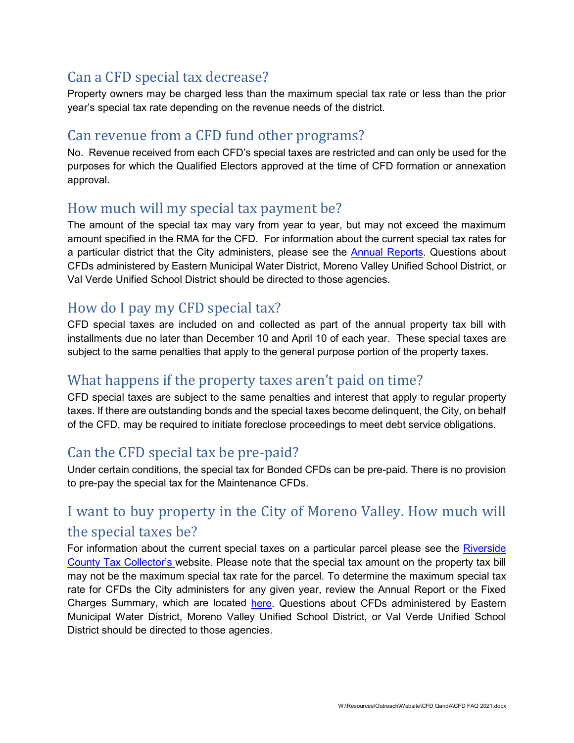## Can a CFD special tax decrease?

Property owners may be charged less than the maximum special tax rate or less than the prior year's special tax rate depending on the revenue needs of the district.

## Can revenue from a CFD fund other programs?

No. Revenue received from each CFD's special taxes are restricted and can only be used for the purposes for which the Qualified Electors approved at the time of CFD formation or annexation approval.

## How much will my special tax payment be?

The amount of the special tax may vary from year to year, but may not exceed the maximum amount specified in the RMA for the CFD. For information about the current special tax rates for a particular district that the City administers, please see the Annual Reports. Questions about CFDs administered by Eastern Municipal Water District, Moreno Valley Unified School District, or Val Verde Unified School District should be directed to those agencies.

## How do I pay my CFD special tax?

CFD special taxes are included on and collected as part of the annual property tax bill with installments due no later than December 10 and April 10 of each year. These special taxes are subject to the same penalties that apply to the general purpose portion of the property taxes.

## What happens if the property taxes aren't paid on time?

CFD special taxes are subject to the same penalties and interest that apply to regular property taxes. If there are outstanding bonds and the special taxes become delinquent, the City, on behalf of the CFD, may be required to initiate foreclose proceedings to meet debt service obligations.

## Can the CFD special tax be pre-paid?

Under certain conditions, the special tax for Bonded CFDs can be pre-paid. There is no provision to pre-pay the special tax for the Maintenance CFDs.

## I want to buy property in the City of Moreno Valley. How much will the special taxes be?

For information about the current special taxes on a particular parcel please see the Riverside County Tax Collector's website. Please note that the special tax amount on the property tax bill may not be the maximum special tax rate for the parcel. To determine the maximum special tax rate for CFDs the City administers for any given year, review the Annual Report or the Fixed Charges Summary, which are located here. Questions about CFDs administered by Eastern Municipal Water District, Moreno Valley Unified School District, or Val Verde Unified School District should be directed to those agencies.